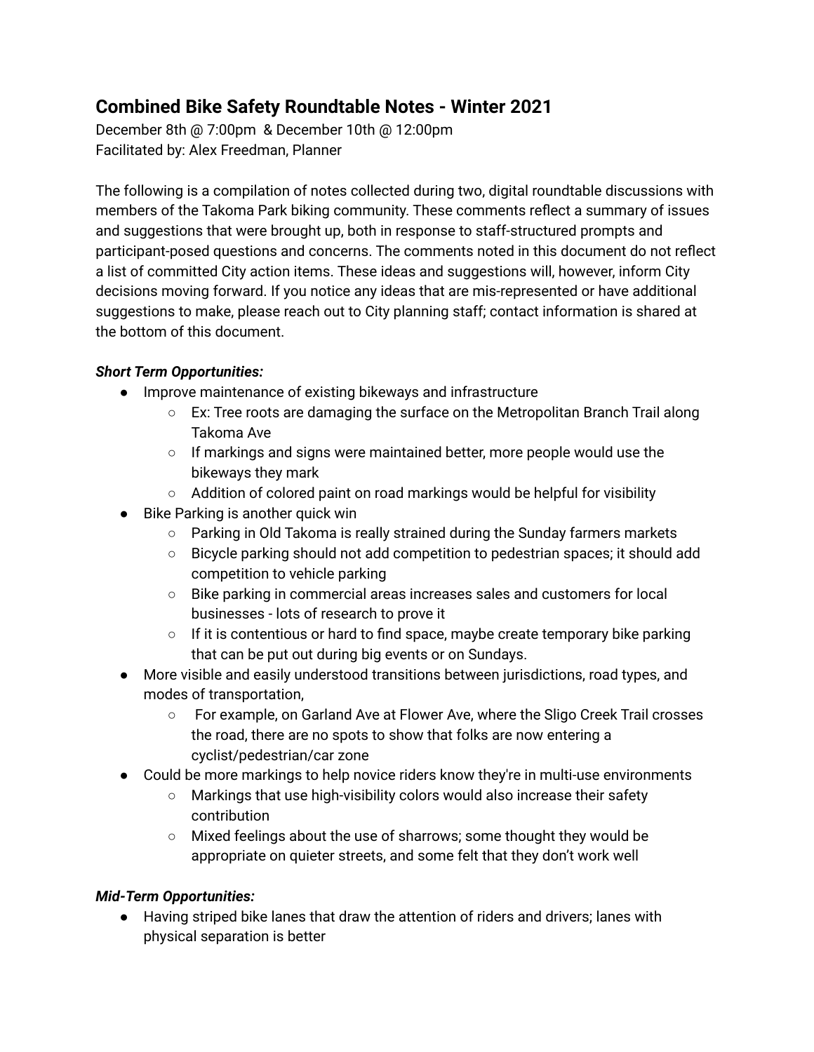# Combined Bike Safety Roundtable Notes - Winter 2021

December 8th @ 7:00pm & December 10th @ 12:00pm
Facilitated by: Alex Freedman, Planner

The following is a compilation of notes collected during two, digital roundtable discussions with members of the Takoma Park biking community. These comments reflect a summary of issues and suggestions that were brought up, both in response to staff-structured prompts and participant-posed questions and concerns. The comments noted in this document do not reflect a list of committed City action items. These ideas and suggestions will, however, inform City decisions moving forward. If you notice any ideas that are mis-represented or have additional suggestions to make, please reach out to City planning staff; contact information is shared at the bottom of this document.

***Short Term Opportunities:***

- Improve maintenance of existing bikeways and infrastructure
    - Ex: Tree roots are damaging the surface on the Metropolitan Branch Trail along Takoma Ave
    - If markings and signs were maintained better, more people would use the bikeways they mark
    - Addition of colored paint on road markings would be helpful for visibility
- Bike Parking is another quick win
    - Parking in Old Takoma is really strained during the Sunday farmers markets
    - Bicycle parking should not add competition to pedestrian spaces; it should add competition to vehicle parking
    - Bike parking in commercial areas increases sales and customers for local businesses - lots of research to prove it
    - If it is contentious or hard to find space, maybe create temporary bike parking that can be put out during big events or on Sundays.
- More visible and easily understood transitions between jurisdictions, road types, and modes of transportation,
    - For example, on Garland Ave at Flower Ave, where the Sligo Creek Trail crosses the road, there are no spots to show that folks are now entering a cyclist/pedestrian/car zone
- Could be more markings to help novice riders know they're in multi-use environments
    - Markings that use high-visibility colors would also increase their safety contribution
    - Mixed feelings about the use of sharrows; some thought they would be appropriate on quieter streets, and some felt that they don't work well

***Mid-Term Opportunities:***

- Having striped bike lanes that draw the attention of riders and drivers; lanes with physical separation is better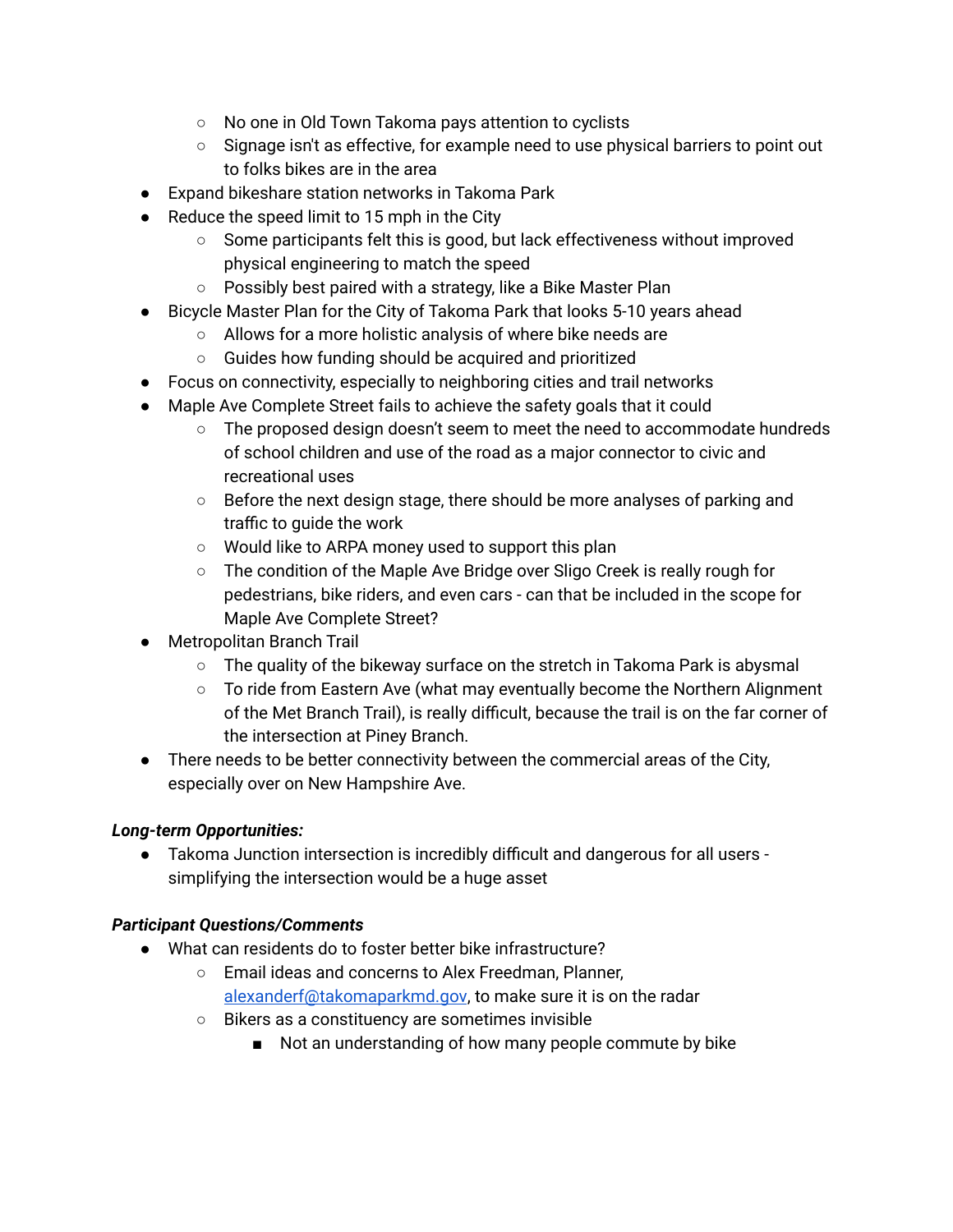- No one in Old Town Takoma pays attention to cyclists
    - Signage isn't as effective, for example need to use physical barriers to point out to folks bikes are in the area
- Expand bikeshare station networks in Takoma Park
- Reduce the speed limit to 15 mph in the City
    - Some participants felt this is good, but lack effectiveness without improved physical engineering to match the speed
    - Possibly best paired with a strategy, like a Bike Master Plan
- Bicycle Master Plan for the City of Takoma Park that looks 5-10 years ahead
    - Allows for a more holistic analysis of where bike needs are
    - Guides how funding should be acquired and prioritized
- Focus on connectivity, especially to neighboring cities and trail networks
- Maple Ave Complete Street fails to achieve the safety goals that it could
    - The proposed design doesn't seem to meet the need to accommodate hundreds of school children and use of the road as a major connector to civic and recreational uses
    - Before the next design stage, there should be more analyses of parking and traffic to guide the work
    - Would like to ARPA money used to support this plan
    - The condition of the Maple Ave Bridge over Sligo Creek is really rough for pedestrians, bike riders, and even cars - can that be included in the scope for Maple Ave Complete Street?
- Metropolitan Branch Trail
    - The quality of the bikeway surface on the stretch in Takoma Park is abysmal
    - To ride from Eastern Ave (what may eventually become the Northern Alignment of the Met Branch Trail), is really difficult, because the trail is on the far corner of the intersection at Piney Branch.
- There needs to be better connectivity between the commercial areas of the City, especially over on New Hampshire Ave.

***Long-term Opportunities:***

- Takoma Junction intersection is incredibly difficult and dangerous for all users - simplifying the intersection would be a huge asset

***Participant Questions/Comments***

- What can residents do to foster better bike infrastructure?
    - Email ideas and concerns to Alex Freedman, Planner, [alexanderf@takomaparkmd.gov](mailto:alexanderf@takomaparkmd.gov), to make sure it is on the radar
    - Bikers as a constituency are sometimes invisible
        - Not an understanding of how many people commute by bike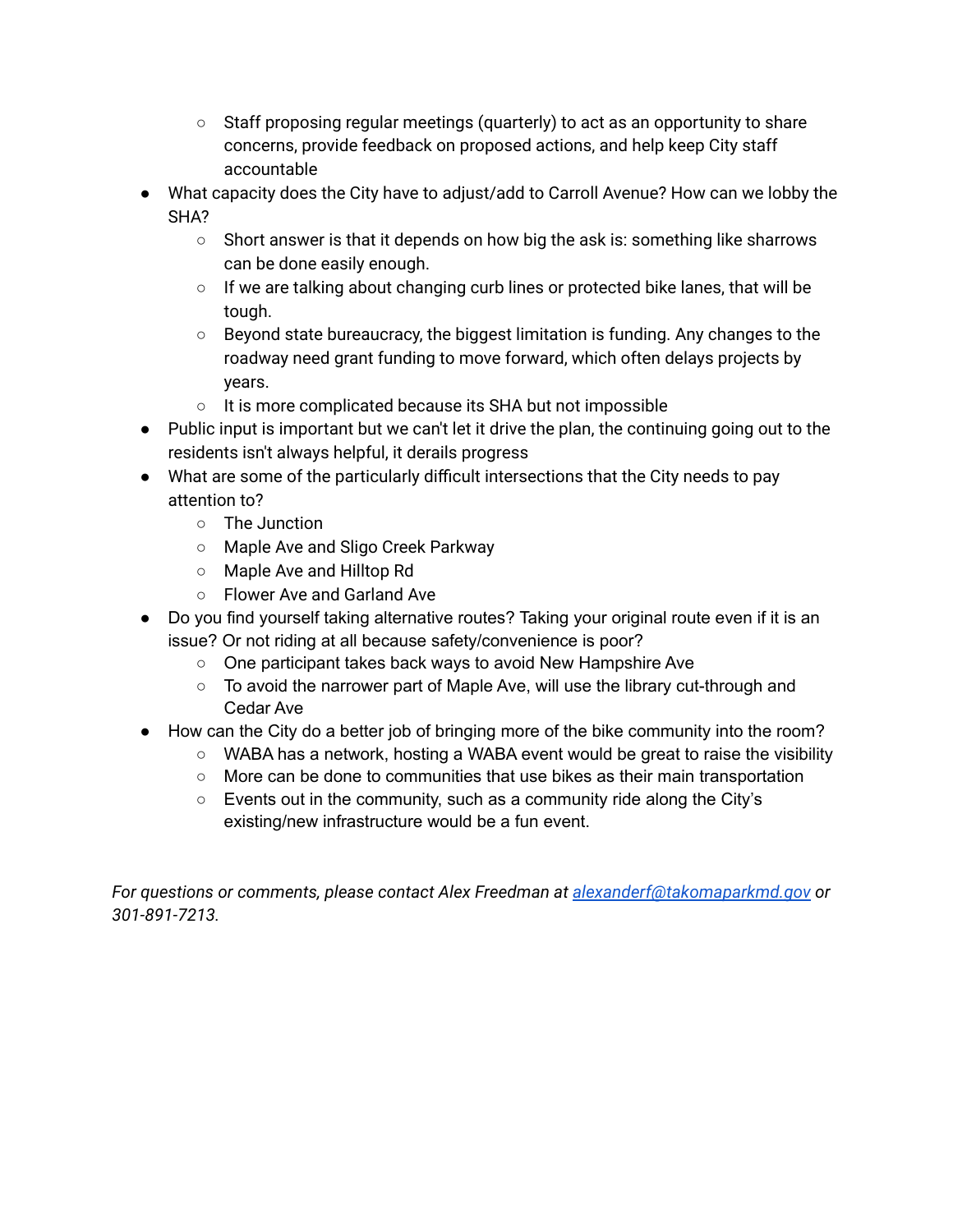- Staff proposing regular meetings (quarterly) to act as an opportunity to share concerns, provide feedback on proposed actions, and help keep City staff accountable
- What capacity does the City have to adjust/add to Carroll Avenue? How can we lobby the SHA?
    - Short answer is that it depends on how big the ask is: something like sharrows can be done easily enough.
    - If we are talking about changing curb lines or protected bike lanes, that will be tough.
    - Beyond state bureaucracy, the biggest limitation is funding. Any changes to the roadway need grant funding to move forward, which often delays projects by years.
    - It is more complicated because its SHA but not impossible
- Public input is important but we can't let it drive the plan, the continuing going out to the residents isn't always helpful, it derails progress
- What are some of the particularly difficult intersections that the City needs to pay attention to?
    - The Junction
    - Maple Ave and Sligo Creek Parkway
    - Maple Ave and Hilltop Rd
    - Flower Ave and Garland Ave
- Do you find yourself taking alternative routes? Taking your original route even if it is an issue? Or not riding at all because safety/convenience is poor?
    - One participant takes back ways to avoid New Hampshire Ave
    - To avoid the narrower part of Maple Ave, will use the library cut-through and Cedar Ave
- How can the City do a better job of bringing more of the bike community into the room?
    - WABA has a network, hosting a WABA event would be great to raise the visibility
    - More can be done to communities that use bikes as their main transportation
    - Events out in the community, such as a community ride along the City's existing/new infrastructure would be a fun event.

*For questions or comments, please contact Alex Freedman at [alexanderf@takomaparkmd.gov](mailto:alexanderf@takomaparkmd.gov) or 301-891-7213.*